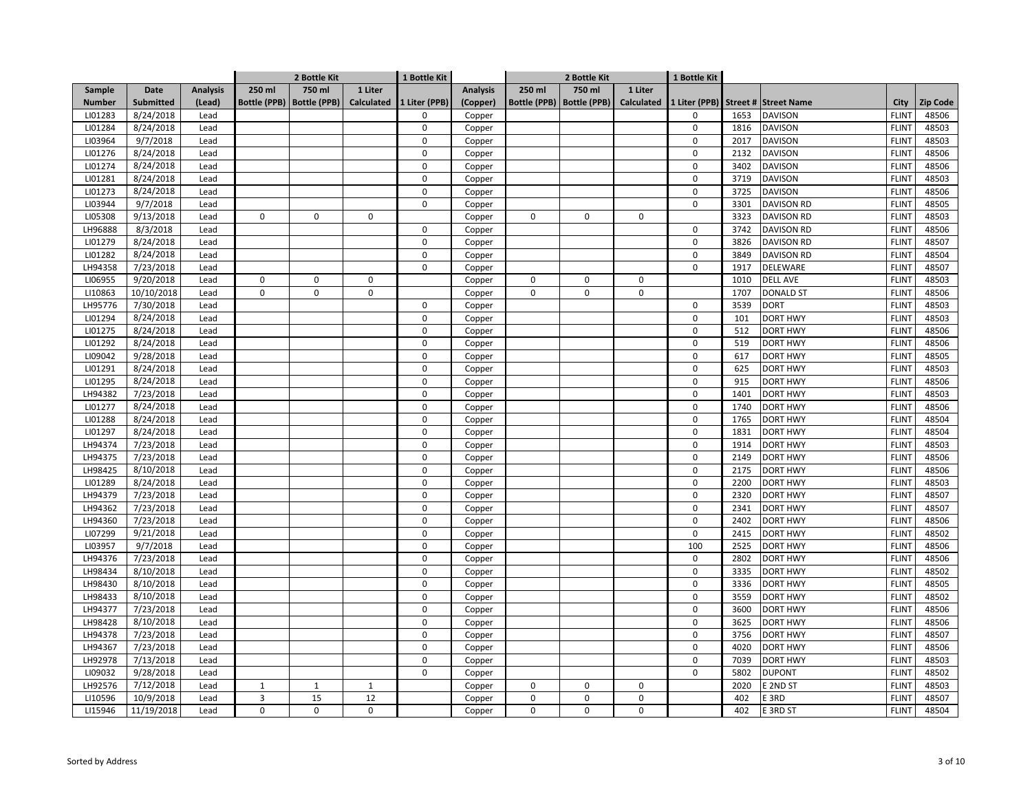| | | | 2 Bottle Kit | | | 1 Bottle Kit | | 2 Bottle Kit | | | 1 Bottle Kit | | | | |
|---|---|---|---|---|---|---|---|---|---|---|---|---|---|---|---|
| Sample Number | Date Submitted | Analysis (Lead) | 250 ml Bottle (PPB) | 750 ml Bottle (PPB) | 1 Liter Calculated | 1 Liter (PPB) | Analysis (Copper) | 250 ml Bottle (PPB) | 750 ml Bottle (PPB) | 1 Liter Calculated | 1 Liter (PPB) | Street # | Street Name | City | Zip Code |
| LI01283 | 8/24/2018 | Lead | | | | 0 | Copper | | | | 0 | 1653 | DAVISON | FLINT | 48506 |
| LI01284 | 8/24/2018 | Lead | | | | 0 | Copper | | | | 0 | 1816 | DAVISON | FLINT | 48503 |
| LI03964 | 9/7/2018 | Lead | | | | 0 | Copper | | | | 0 | 2017 | DAVISON | FLINT | 48503 |
| LI01276 | 8/24/2018 | Lead | | | | 0 | Copper | | | | 0 | 2132 | DAVISON | FLINT | 48506 |
| LI01274 | 8/24/2018 | Lead | | | | 0 | Copper | | | | 0 | 3402 | DAVISON | FLINT | 48506 |
| LI01281 | 8/24/2018 | Lead | | | | 0 | Copper | | | | 0 | 3719 | DAVISON | FLINT | 48503 |
| LI01273 | 8/24/2018 | Lead | | | | 0 | Copper | | | | 0 | 3725 | DAVISON | FLINT | 48506 |
| LI03944 | 9/7/2018 | Lead | | | | 0 | Copper | | | | 0 | 3301 | DAVISON RD | FLINT | 48505 |
| LI05308 | 9/13/2018 | Lead | 0 | 0 | 0 | | Copper | 0 | 0 | 0 | | 3323 | DAVISON RD | FLINT | 48503 |
| LH96888 | 8/3/2018 | Lead | | | | 0 | Copper | | | | 0 | 3742 | DAVISON RD | FLINT | 48506 |
| LI01279 | 8/24/2018 | Lead | | | | 0 | Copper | | | | 0 | 3826 | DAVISON RD | FLINT | 48507 |
| LI01282 | 8/24/2018 | Lead | | | | 0 | Copper | | | | 0 | 3849 | DAVISON RD | FLINT | 48504 |
| LH94358 | 7/23/2018 | Lead | | | | 0 | Copper | | | | 0 | 1917 | DELEWARE | FLINT | 48507 |
| LI06955 | 9/20/2018 | Lead | 0 | 0 | 0 | | Copper | 0 | 0 | 0 | | 1010 | DELL AVE | FLINT | 48503 |
| LI10863 | 10/10/2018 | Lead | 0 | 0 | 0 | | Copper | 0 | 0 | 0 | | 1707 | DONALD ST | FLINT | 48506 |
| LH95776 | 7/30/2018 | Lead | | | | 0 | Copper | | | | 0 | 3539 | DORT | FLINT | 48503 |
| LI01294 | 8/24/2018 | Lead | | | | 0 | Copper | | | | 0 | 101 | DORT HWY | FLINT | 48503 |
| LI01275 | 8/24/2018 | Lead | | | | 0 | Copper | | | | 0 | 512 | DORT HWY | FLINT | 48506 |
| LI01292 | 8/24/2018 | Lead | | | | 0 | Copper | | | | 0 | 519 | DORT HWY | FLINT | 48506 |
| LI09042 | 9/28/2018 | Lead | | | | 0 | Copper | | | | 0 | 617 | DORT HWY | FLINT | 48505 |
| LI01291 | 8/24/2018 | Lead | | | | 0 | Copper | | | | 0 | 625 | DORT HWY | FLINT | 48503 |
| LI01295 | 8/24/2018 | Lead | | | | 0 | Copper | | | | 0 | 915 | DORT HWY | FLINT | 48506 |
| LH94382 | 7/23/2018 | Lead | | | | 0 | Copper | | | | 0 | 1401 | DORT HWY | FLINT | 48503 |
| LI01277 | 8/24/2018 | Lead | | | | 0 | Copper | | | | 0 | 1740 | DORT HWY | FLINT | 48506 |
| LI01288 | 8/24/2018 | Lead | | | | 0 | Copper | | | | 0 | 1765 | DORT HWY | FLINT | 48504 |
| LI01297 | 8/24/2018 | Lead | | | | 0 | Copper | | | | 0 | 1831 | DORT HWY | FLINT | 48504 |
| LH94374 | 7/23/2018 | Lead | | | | 0 | Copper | | | | 0 | 1914 | DORT HWY | FLINT | 48503 |
| LH94375 | 7/23/2018 | Lead | | | | 0 | Copper | | | | 0 | 2149 | DORT HWY | FLINT | 48506 |
| LH98425 | 8/10/2018 | Lead | | | | 0 | Copper | | | | 0 | 2175 | DORT HWY | FLINT | 48506 |
| LI01289 | 8/24/2018 | Lead | | | | 0 | Copper | | | | 0 | 2200 | DORT HWY | FLINT | 48503 |
| LH94379 | 7/23/2018 | Lead | | | | 0 | Copper | | | | 0 | 2320 | DORT HWY | FLINT | 48507 |
| LH94362 | 7/23/2018 | Lead | | | | 0 | Copper | | | | 0 | 2341 | DORT HWY | FLINT | 48507 |
| LH94360 | 7/23/2018 | Lead | | | | 0 | Copper | | | | 0 | 2402 | DORT HWY | FLINT | 48506 |
| LI07299 | 9/21/2018 | Lead | | | | 0 | Copper | | | | 0 | 2415 | DORT HWY | FLINT | 48502 |
| LI03957 | 9/7/2018 | Lead | | | | 0 | Copper | | | | 100 | 2525 | DORT HWY | FLINT | 48506 |
| LH94376 | 7/23/2018 | Lead | | | | 0 | Copper | | | | 0 | 2802 | DORT HWY | FLINT | 48506 |
| LH98434 | 8/10/2018 | Lead | | | | 0 | Copper | | | | 0 | 3335 | DORT HWY | FLINT | 48502 |
| LH98430 | 8/10/2018 | Lead | | | | 0 | Copper | | | | 0 | 3336 | DORT HWY | FLINT | 48505 |
| LH98433 | 8/10/2018 | Lead | | | | 0 | Copper | | | | 0 | 3559 | DORT HWY | FLINT | 48502 |
| LH94377 | 7/23/2018 | Lead | | | | 0 | Copper | | | | 0 | 3600 | DORT HWY | FLINT | 48506 |
| LH98428 | 8/10/2018 | Lead | | | | 0 | Copper | | | | 0 | 3625 | DORT HWY | FLINT | 48506 |
| LH94378 | 7/23/2018 | Lead | | | | 0 | Copper | | | | 0 | 3756 | DORT HWY | FLINT | 48507 |
| LH94367 | 7/23/2018 | Lead | | | | 0 | Copper | | | | 0 | 4020 | DORT HWY | FLINT | 48506 |
| LH92978 | 7/13/2018 | Lead | | | | 0 | Copper | | | | 0 | 7039 | DORT HWY | FLINT | 48503 |
| LI09032 | 9/28/2018 | Lead | | | | 0 | Copper | | | | 0 | 5802 | DUPONT | FLINT | 48502 |
| LH92576 | 7/12/2018 | Lead | 1 | 1 | 1 | | Copper | 0 | 0 | 0 | | 2020 | E 2ND ST | FLINT | 48503 |
| LI10596 | 10/9/2018 | Lead | 3 | 15 | 12 | | Copper | 0 | 0 | 0 | | 402 | E 3RD | FLINT | 48507 |
| LI15946 | 11/19/2018 | Lead | 0 | 0 | 0 | | Copper | 0 | 0 | 0 | | 402 | E 3RD ST | FLINT | 48504 |

Sorted by Address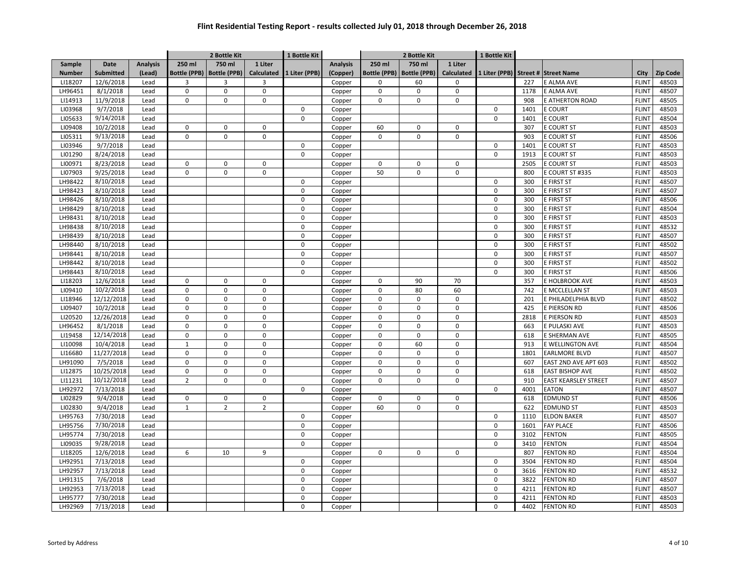# Flint Residential Testing Report - results collected July 01, 2018 through December 26, 2018

| Sample | Date | Analysis | 2 Bottle Kit | | | 1 Bottle Kit | Analysis | 2 Bottle Kit | | | 1 Bottle Kit | | | | |
|---|---|---|---|---|---|---|---|---|---|---|---|---|---|---|---|
| Number | Submitted | (Lead) | 250 ml Bottle (PPB) | 750 ml Bottle (PPB) | 1 Liter Calculated | 1 Liter (PPB) | (Copper) | 250 ml Bottle (PPB) | 750 ml Bottle (PPB) | 1 Liter Calculated | 1 Liter (PPB) | Street # | Street Name | City | Zip Code |
| LI18207 | 12/6/2018 | Lead | 3 | 3 | 3 | | Copper | 0 | 60 | 0 | | 227 | E ALMA AVE | FLINT | 48503 |
| LH96451 | 8/1/2018 | Lead | 0 | 0 | 0 | | Copper | 0 | 0 | 0 | | 1178 | E ALMA AVE | FLINT | 48507 |
| LI14913 | 11/9/2018 | Lead | 0 | 0 | 0 | | Copper | 0 | 0 | 0 | | 908 | E ATHERTON ROAD | FLINT | 48505 |
| LI03968 | 9/7/2018 | Lead | | | | 0 | Copper | | | | 0 | 1401 | E COURT | FLINT | 48503 |
| LI05633 | 9/14/2018 | Lead | | | | 0 | Copper | | | | 0 | 1401 | E COURT | FLINT | 48504 |
| LI09408 | 10/2/2018 | Lead | 0 | 0 | 0 | | Copper | 60 | 0 | 0 | | 307 | E COURT ST | FLINT | 48503 |
| LI05311 | 9/13/2018 | Lead | 0 | 0 | 0 | | Copper | 0 | 0 | 0 | | 903 | E COURT ST | FLINT | 48506 |
| LI03946 | 9/7/2018 | Lead | | | | 0 | Copper | | | | 0 | 1401 | E COURT ST | FLINT | 48503 |
| LI01290 | 8/24/2018 | Lead | | | | 0 | Copper | | | | 0 | 1913 | E COURT ST | FLINT | 48503 |
| LI00971 | 8/23/2018 | Lead | 0 | 0 | 0 | | Copper | 0 | 0 | 0 | | 2505 | E COURT ST | FLINT | 48503 |
| LI07903 | 9/25/2018 | Lead | 0 | 0 | 0 | | Copper | 50 | 0 | 0 | | 800 | E COURT ST #335 | FLINT | 48503 |
| LH98422 | 8/10/2018 | Lead | | | | 0 | Copper | | | | 0 | 300 | E FIRST ST | FLINT | 48507 |
| LH98423 | 8/10/2018 | Lead | | | | 0 | Copper | | | | 0 | 300 | E FIRST ST | FLINT | 48507 |
| LH98426 | 8/10/2018 | Lead | | | | 0 | Copper | | | | 0 | 300 | E FIRST ST | FLINT | 48506 |
| LH98429 | 8/10/2018 | Lead | | | | 0 | Copper | | | | 0 | 300 | E FIRST ST | FLINT | 48504 |
| LH98431 | 8/10/2018 | Lead | | | | 0 | Copper | | | | 0 | 300 | E FIRST ST | FLINT | 48503 |
| LH98438 | 8/10/2018 | Lead | | | | 0 | Copper | | | | 0 | 300 | E FIRST ST | FLINT | 48532 |
| LH98439 | 8/10/2018 | Lead | | | | 0 | Copper | | | | 0 | 300 | E FIRST ST | FLINT | 48507 |
| LH98440 | 8/10/2018 | Lead | | | | 0 | Copper | | | | 0 | 300 | E FIRST ST | FLINT | 48502 |
| LH98441 | 8/10/2018 | Lead | | | | 0 | Copper | | | | 0 | 300 | E FIRST ST | FLINT | 48507 |
| LH98442 | 8/10/2018 | Lead | | | | 0 | Copper | | | | 0 | 300 | E FIRST ST | FLINT | 48502 |
| LH98443 | 8/10/2018 | Lead | | | | 0 | Copper | | | | 0 | 300 | E FIRST ST | FLINT | 48506 |
| LI18203 | 12/6/2018 | Lead | 0 | 0 | 0 | | Copper | 0 | 90 | 70 | | 357 | E HOLBROOK AVE | FLINT | 48503 |
| LI09410 | 10/2/2018 | Lead | 0 | 0 | 0 | | Copper | 0 | 80 | 60 | | 742 | E MCCLELLAN ST | FLINT | 48503 |
| LI18946 | 12/12/2018 | Lead | 0 | 0 | 0 | | Copper | 0 | 0 | 0 | | 201 | E PHILADELPHIA BLVD | FLINT | 48502 |
| LI09407 | 10/2/2018 | Lead | 0 | 0 | 0 | | Copper | 0 | 0 | 0 | | 425 | E PIERSON RD | FLINT | 48506 |
| LI20520 | 12/26/2018 | Lead | 0 | 0 | 0 | | Copper | 0 | 0 | 0 | | 2818 | E PIERSON RD | FLINT | 48503 |
| LH96452 | 8/1/2018 | Lead | 0 | 0 | 0 | | Copper | 0 | 0 | 0 | | 663 | E PULASKI AVE | FLINT | 48503 |
| LI19458 | 12/14/2018 | Lead | 0 | 0 | 0 | | Copper | 0 | 0 | 0 | | 618 | E SHERMAN AVE | FLINT | 48505 |
| LI10098 | 10/4/2018 | Lead | 1 | 0 | 0 | | Copper | 0 | 60 | 0 | | 913 | E WELLINGTON AVE | FLINT | 48504 |
| LI16680 | 11/27/2018 | Lead | 0 | 0 | 0 | | Copper | 0 | 0 | 0 | | 1801 | EARLMORE BLVD | FLINT | 48507 |
| LH91090 | 7/5/2018 | Lead | 0 | 0 | 0 | | Copper | 0 | 0 | 0 | | 607 | EAST 2ND AVE APT 603 | FLINT | 48502 |
| LI12875 | 10/25/2018 | Lead | 0 | 0 | 0 | | Copper | 0 | 0 | 0 | | 618 | EAST BISHOP AVE | FLINT | 48502 |
| LI11231 | 10/12/2018 | Lead | 2 | 0 | 0 | | Copper | 0 | 0 | 0 | | 910 | EAST KEARSLEY STREET | FLINT | 48507 |
| LH92972 | 7/13/2018 | Lead | | | | 0 | Copper | | | | 0 | 4001 | EATON | FLINT | 48507 |
| LI02829 | 9/4/2018 | Lead | 0 | 0 | 0 | | Copper | 0 | 0 | 0 | | 618 | EDMUND ST | FLINT | 48506 |
| LI02830 | 9/4/2018 | Lead | 1 | 2 | 2 | | Copper | 60 | 0 | 0 | | 622 | EDMUND ST | FLINT | 48503 |
| LH95763 | 7/30/2018 | Lead | | | | 0 | Copper | | | | 0 | 1110 | ELDON BAKER | FLINT | 48507 |
| LH95756 | 7/30/2018 | Lead | | | | 0 | Copper | | | | 0 | 1601 | FAY PLACE | FLINT | 48506 |
| LH95774 | 7/30/2018 | Lead | | | | 0 | Copper | | | | 0 | 3102 | FENTON | FLINT | 48505 |
| LI09035 | 9/28/2018 | Lead | | | | 0 | Copper | | | | 0 | 3410 | FENTON | FLINT | 48504 |
| LI18205 | 12/6/2018 | Lead | 6 | 10 | 9 | | Copper | 0 | 0 | 0 | | 807 | FENTON RD | FLINT | 48504 |
| LH92951 | 7/13/2018 | Lead | | | | 0 | Copper | | | | 0 | 3504 | FENTON RD | FLINT | 48504 |
| LH92957 | 7/13/2018 | Lead | | | | 0 | Copper | | | | 0 | 3616 | FENTON RD | FLINT | 48532 |
| LH91315 | 7/6/2018 | Lead | | | | 0 | Copper | | | | 0 | 3822 | FENTON RD | FLINT | 48507 |
| LH92953 | 7/13/2018 | Lead | | | | 0 | Copper | | | | 0 | 4211 | FENTON RD | FLINT | 48507 |
| LH95777 | 7/30/2018 | Lead | | | | 0 | Copper | | | | 0 | 4211 | FENTON RD | FLINT | 48503 |
| LH92969 | 7/13/2018 | Lead | | | | 0 | Copper | | | | 0 | 4402 | FENTON RD | FLINT | 48503 |

Sorted by Address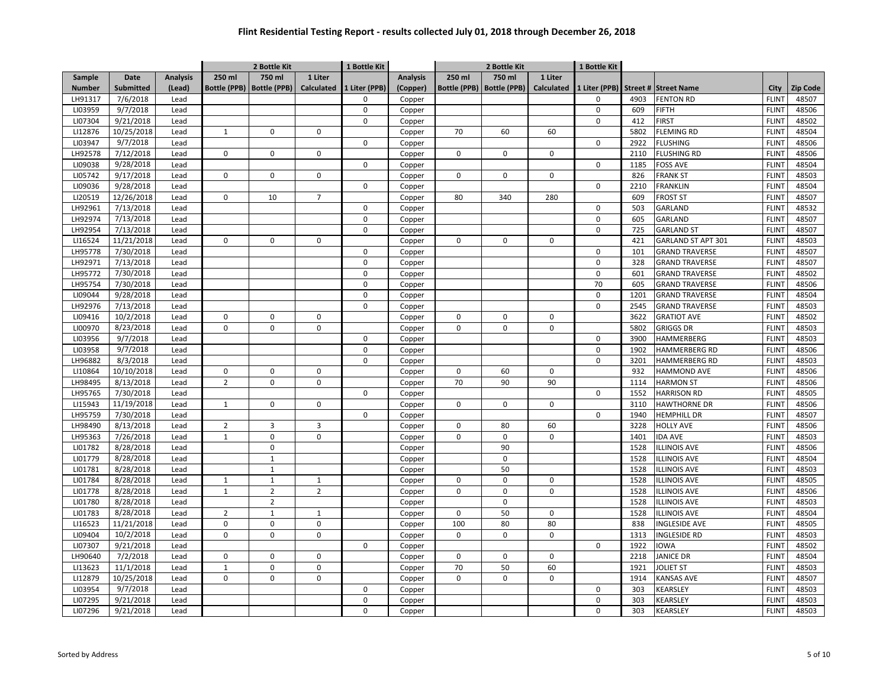# Flint Residential Testing Report - results collected July 01, 2018 through December 26, 2018

| Sample Number | Date Submitted | Analysis (Lead) | 2 Bottle Kit 250 ml Bottle (PPB) | 2 Bottle Kit 750 ml Bottle (PPB) | 2 Bottle Kit 1 Liter Calculated | 1 Bottle Kit 1 Liter (PPB) | Analysis (Copper) | 2 Bottle Kit 250 ml Bottle (PPB) | 2 Bottle Kit 750 ml Bottle (PPB) | 2 Bottle Kit 1 Liter Calculated | 1 Bottle Kit 1 Liter (PPB) | Street # | Street Name | City | Zip Code |
|---|---|---|---|---|---|---|---|---|---|---|---|---|---|---|---|
| LH91317 | 7/6/2018 | Lead | | | | 0 | Copper | | | | 0 | 4903 | FENTON RD | FLINT | 48507 |
| LI03959 | 9/7/2018 | Lead | | | | 0 | Copper | | | | 0 | 609 | FIFTH | FLINT | 48506 |
| LI07304 | 9/21/2018 | Lead | | | | 0 | Copper | | | | 0 | 412 | FIRST | FLINT | 48502 |
| LI12876 | 10/25/2018 | Lead | 1 | 0 | 0 | | Copper | 70 | 60 | 60 | | 5802 | FLEMING RD | FLINT | 48504 |
| LI03947 | 9/7/2018 | Lead | | | | 0 | Copper | | | | 0 | 2922 | FLUSHING | FLINT | 48506 |
| LH92578 | 7/12/2018 | Lead | 0 | 0 | 0 | | Copper | 0 | 0 | 0 | | 2110 | FLUSHING RD | FLINT | 48506 |
| LI09038 | 9/28/2018 | Lead | | | | 0 | Copper | | | | 0 | 1185 | FOSS AVE | FLINT | 48504 |
| LI05742 | 9/17/2018 | Lead | 0 | 0 | 0 | | Copper | 0 | 0 | 0 | | 826 | FRANK ST | FLINT | 48503 |
| LI09036 | 9/28/2018 | Lead | | | | 0 | Copper | | | | 0 | 2210 | FRANKLIN | FLINT | 48504 |
| LI20519 | 12/26/2018 | Lead | 0 | 10 | 7 | | Copper | 80 | 340 | 280 | | 609 | FROST ST | FLINT | 48507 |
| LH92961 | 7/13/2018 | Lead | | | | 0 | Copper | | | | 0 | 503 | GARLAND | FLINT | 48532 |
| LH92974 | 7/13/2018 | Lead | | | | 0 | Copper | | | | 0 | 605 | GARLAND | FLINT | 48507 |
| LH92954 | 7/13/2018 | Lead | | | | 0 | Copper | | | | 0 | 725 | GARLAND ST | FLINT | 48507 |
| LI16524 | 11/21/2018 | Lead | 0 | 0 | 0 | | Copper | 0 | 0 | 0 | | 421 | GARLAND ST APT 301 | FLINT | 48503 |
| LH95778 | 7/30/2018 | Lead | | | | 0 | Copper | | | | 0 | 101 | GRAND TRAVERSE | FLINT | 48507 |
| LH92971 | 7/13/2018 | Lead | | | | 0 | Copper | | | | 0 | 328 | GRAND TRAVERSE | FLINT | 48507 |
| LH95772 | 7/30/2018 | Lead | | | | 0 | Copper | | | | 0 | 601 | GRAND TRAVERSE | FLINT | 48502 |
| LH95754 | 7/30/2018 | Lead | | | | 0 | Copper | | | | 70 | 605 | GRAND TRAVERSE | FLINT | 48506 |
| LI09044 | 9/28/2018 | Lead | | | | 0 | Copper | | | | 0 | 1201 | GRAND TRAVERSE | FLINT | 48504 |
| LH92976 | 7/13/2018 | Lead | | | | 0 | Copper | | | | 0 | 2545 | GRAND TRAVERSE | FLINT | 48503 |
| LI09416 | 10/2/2018 | Lead | 0 | 0 | 0 | | Copper | 0 | 0 | 0 | | 3622 | GRATIOT AVE | FLINT | 48502 |
| LI00970 | 8/23/2018 | Lead | 0 | 0 | 0 | | Copper | 0 | 0 | 0 | | 5802 | GRIGGS DR | FLINT | 48503 |
| LI03956 | 9/7/2018 | Lead | | | | 0 | Copper | | | | 0 | 3900 | HAMMERBERG | FLINT | 48503 |
| LI03958 | 9/7/2018 | Lead | | | | 0 | Copper | | | | 0 | 1902 | HAMMERBERG RD | FLINT | 48506 |
| LH96882 | 8/3/2018 | Lead | | | | 0 | Copper | | | | 0 | 3201 | HAMMERBERG RD | FLINT | 48503 |
| LI10864 | 10/10/2018 | Lead | 0 | 0 | 0 | | Copper | 0 | 60 | 0 | | 932 | HAMMOND AVE | FLINT | 48506 |
| LH98495 | 8/13/2018 | Lead | 2 | 0 | 0 | | Copper | 70 | 90 | 90 | | 1114 | HARMON ST | FLINT | 48506 |
| LH95765 | 7/30/2018 | Lead | | | | 0 | Copper | | | | 0 | 1552 | HARRISON RD | FLINT | 48505 |
| LI15943 | 11/19/2018 | Lead | 1 | 0 | 0 | | Copper | 0 | 0 | 0 | | 3110 | HAWTHORNE DR | FLINT | 48506 |
| LH95759 | 7/30/2018 | Lead | | | | 0 | Copper | | | | 0 | 1940 | HEMPHILL DR | FLINT | 48507 |
| LH98490 | 8/13/2018 | Lead | 2 | 3 | 3 | | Copper | 0 | 80 | 60 | | 3228 | HOLLY AVE | FLINT | 48506 |
| LH95363 | 7/26/2018 | Lead | 1 | 0 | 0 | | Copper | 0 | 0 | 0 | | 1401 | IDA AVE | FLINT | 48503 |
| LI01782 | 8/28/2018 | Lead | | 0 | | | Copper | | 90 | | | 1528 | ILLINOIS AVE | FLINT | 48506 |
| LI01779 | 8/28/2018 | Lead | | 1 | | | Copper | | 0 | | | 1528 | ILLINOIS AVE | FLINT | 48504 |
| LI01781 | 8/28/2018 | Lead | | 1 | | | Copper | | 50 | | | 1528 | ILLINOIS AVE | FLINT | 48503 |
| LI01784 | 8/28/2018 | Lead | 1 | 1 | 1 | | Copper | 0 | 0 | 0 | | 1528 | ILLINOIS AVE | FLINT | 48505 |
| LI01778 | 8/28/2018 | Lead | 1 | 2 | 2 | | Copper | 0 | 0 | 0 | | 1528 | ILLINOIS AVE | FLINT | 48506 |
| LI01780 | 8/28/2018 | Lead | | 2 | | | Copper | | 0 | | | 1528 | ILLINOIS AVE | FLINT | 48503 |
| LI01783 | 8/28/2018 | Lead | 2 | 1 | 1 | | Copper | 0 | 50 | 0 | | 1528 | ILLINOIS AVE | FLINT | 48504 |
| LI16523 | 11/21/2018 | Lead | 0 | 0 | 0 | | Copper | 100 | 80 | 80 | | 838 | INGLESIDE AVE | FLINT | 48505 |
| LI09404 | 10/2/2018 | Lead | 0 | 0 | 0 | | Copper | 0 | 0 | 0 | | 1313 | INGLESIDE RD | FLINT | 48503 |
| LI07307 | 9/21/2018 | Lead | | | | 0 | Copper | | | | 0 | 1922 | IOWA | FLINT | 48502 |
| LH90640 | 7/2/2018 | Lead | 0 | 0 | 0 | | Copper | 0 | 0 | 0 | | 2218 | JANICE DR | FLINT | 48504 |
| LI13623 | 11/1/2018 | Lead | 1 | 0 | 0 | | Copper | 70 | 50 | 60 | | 1921 | JOLIET ST | FLINT | 48503 |
| LI12879 | 10/25/2018 | Lead | 0 | 0 | 0 | | Copper | 0 | 0 | 0 | | 1914 | KANSAS AVE | FLINT | 48507 |
| LI03954 | 9/7/2018 | Lead | | | | 0 | Copper | | | | 0 | 303 | KEARSLEY | FLINT | 48503 |
| LI07295 | 9/21/2018 | Lead | | | | 0 | Copper | | | | 0 | 303 | KEARSLEY | FLINT | 48503 |
| LI07296 | 9/21/2018 | Lead | | | | 0 | Copper | | | | 0 | 303 | KEARSLEY | FLINT | 48503 |

Sorted by Address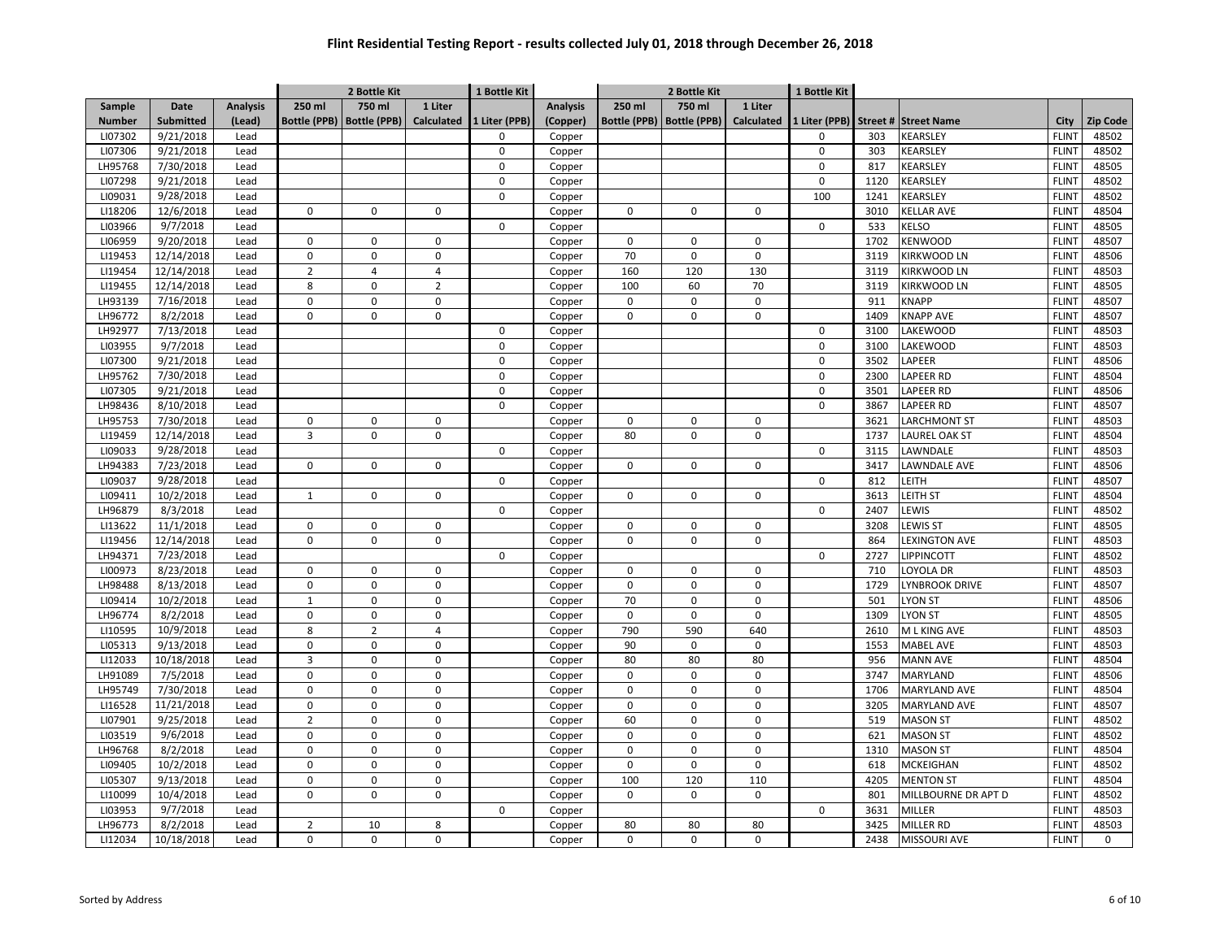# Flint Residential Testing Report - results collected July 01, 2018 through December 26, 2018

| | | | 2 Bottle Kit | | | 1 Bottle Kit | | 2 Bottle Kit | | | 1 Bottle Kit | | | | |
|---|---|---|---|---|---|---|---|---|---|---|---|---|---|---|---|
| Sample Number | Date Submitted | Analysis (Lead) | 250 ml Bottle (PPB) | 750 ml Bottle (PPB) | 1 Liter Calculated | 1 Liter (PPB) | Analysis (Copper) | 250 ml Bottle (PPB) | 750 ml Bottle (PPB) | 1 Liter Calculated | 1 Liter (PPB) | Street # | Street Name | City | Zip Code |
| LI07302 | 9/21/2018 | Lead | | | | 0 | Copper | | | | 0 | 303 | KEARSLEY | FLINT | 48502 |
| LI07306 | 9/21/2018 | Lead | | | | 0 | Copper | | | | 0 | 303 | KEARSLEY | FLINT | 48502 |
| LH95768 | 7/30/2018 | Lead | | | | 0 | Copper | | | | 0 | 817 | KEARSLEY | FLINT | 48505 |
| LI07298 | 9/21/2018 | Lead | | | | 0 | Copper | | | | 0 | 1120 | KEARSLEY | FLINT | 48502 |
| LI09031 | 9/28/2018 | Lead | | | | 0 | Copper | | | | 100 | 1241 | KEARSLEY | FLINT | 48502 |
| LI18206 | 12/6/2018 | Lead | 0 | 0 | 0 | | Copper | 0 | 0 | 0 | | 3010 | KELLAR AVE | FLINT | 48504 |
| LI03966 | 9/7/2018 | Lead | | | | 0 | Copper | | | | 0 | 533 | KELSO | FLINT | 48505 |
| LI06959 | 9/20/2018 | Lead | 0 | 0 | 0 | | Copper | 0 | 0 | 0 | | 1702 | KENWOOD | FLINT | 48507 |
| LI19453 | 12/14/2018 | Lead | 0 | 0 | 0 | | Copper | 70 | 0 | 0 | | 3119 | KIRKWOOD LN | FLINT | 48506 |
| LI19454 | 12/14/2018 | Lead | 2 | 4 | 4 | | Copper | 160 | 120 | 130 | | 3119 | KIRKWOOD LN | FLINT | 48503 |
| LI19455 | 12/14/2018 | Lead | 8 | 0 | 2 | | Copper | 100 | 60 | 70 | | 3119 | KIRKWOOD LN | FLINT | 48505 |
| LH93139 | 7/16/2018 | Lead | 0 | 0 | 0 | | Copper | 0 | 0 | 0 | | 911 | KNAPP | FLINT | 48507 |
| LH96772 | 8/2/2018 | Lead | 0 | 0 | 0 | | Copper | 0 | 0 | 0 | | 1409 | KNAPP AVE | FLINT | 48507 |
| LH92977 | 7/13/2018 | Lead | | | | 0 | Copper | | | | 0 | 3100 | LAKEWOOD | FLINT | 48503 |
| LI03955 | 9/7/2018 | Lead | | | | 0 | Copper | | | | 0 | 3100 | LAKEWOOD | FLINT | 48503 |
| LI07300 | 9/21/2018 | Lead | | | | 0 | Copper | | | | 0 | 3502 | LAPEER | FLINT | 48506 |
| LH95762 | 7/30/2018 | Lead | | | | 0 | Copper | | | | 0 | 2300 | LAPEER RD | FLINT | 48504 |
| LI07305 | 9/21/2018 | Lead | | | | 0 | Copper | | | | 0 | 3501 | LAPEER RD | FLINT | 48506 |
| LH98436 | 8/10/2018 | Lead | | | | 0 | Copper | | | | 0 | 3867 | LAPEER RD | FLINT | 48507 |
| LH95753 | 7/30/2018 | Lead | 0 | 0 | 0 | | Copper | 0 | 0 | 0 | | 3621 | LARCHMONT ST | FLINT | 48503 |
| LI19459 | 12/14/2018 | Lead | 3 | 0 | 0 | | Copper | 80 | 0 | 0 | | 1737 | LAUREL OAK ST | FLINT | 48504 |
| LI09033 | 9/28/2018 | Lead | | | | 0 | Copper | | | | 0 | 3115 | LAWNDALE | FLINT | 48503 |
| LH94383 | 7/23/2018 | Lead | 0 | 0 | 0 | | Copper | 0 | 0 | 0 | | 3417 | LAWNDALE AVE | FLINT | 48506 |
| LI09037 | 9/28/2018 | Lead | | | | 0 | Copper | | | | 0 | 812 | LEITH | FLINT | 48507 |
| LI09411 | 10/2/2018 | Lead | 1 | 0 | 0 | | Copper | 0 | 0 | 0 | | 3613 | LEITH ST | FLINT | 48504 |
| LH96879 | 8/3/2018 | Lead | | | | 0 | Copper | | | | 0 | 2407 | LEWIS | FLINT | 48502 |
| LI13622 | 11/1/2018 | Lead | 0 | 0 | 0 | | Copper | 0 | 0 | 0 | | 3208 | LEWIS ST | FLINT | 48505 |
| LI19456 | 12/14/2018 | Lead | 0 | 0 | 0 | | Copper | 0 | 0 | 0 | | 864 | LEXINGTON AVE | FLINT | 48503 |
| LH94371 | 7/23/2018 | Lead | | | | 0 | Copper | | | | 0 | 2727 | LIPPINCOTT | FLINT | 48502 |
| LI00973 | 8/23/2018 | Lead | 0 | 0 | 0 | | Copper | 0 | 0 | 0 | | 710 | LOYOLA DR | FLINT | 48503 |
| LH98488 | 8/13/2018 | Lead | 0 | 0 | 0 | | Copper | 0 | 0 | 0 | | 1729 | LYNBROOK DRIVE | FLINT | 48507 |
| LI09414 | 10/2/2018 | Lead | 1 | 0 | 0 | | Copper | 70 | 0 | 0 | | 501 | LYON ST | FLINT | 48506 |
| LH96774 | 8/2/2018 | Lead | 0 | 0 | 0 | | Copper | 0 | 0 | 0 | | 1309 | LYON ST | FLINT | 48505 |
| LI10595 | 10/9/2018 | Lead | 8 | 2 | 4 | | Copper | 790 | 590 | 640 | | 2610 | M L KING AVE | FLINT | 48503 |
| LI05313 | 9/13/2018 | Lead | 0 | 0 | 0 | | Copper | 90 | 0 | 0 | | 1553 | MABEL AVE | FLINT | 48503 |
| LI12033 | 10/18/2018 | Lead | 3 | 0 | 0 | | Copper | 80 | 80 | 80 | | 956 | MANN AVE | FLINT | 48504 |
| LH91089 | 7/5/2018 | Lead | 0 | 0 | 0 | | Copper | 0 | 0 | 0 | | 3747 | MARYLAND | FLINT | 48506 |
| LH95749 | 7/30/2018 | Lead | 0 | 0 | 0 | | Copper | 0 | 0 | 0 | | 1706 | MARYLAND AVE | FLINT | 48504 |
| LI16528 | 11/21/2018 | Lead | 0 | 0 | 0 | | Copper | 0 | 0 | 0 | | 3205 | MARYLAND AVE | FLINT | 48507 |
| LI07901 | 9/25/2018 | Lead | 2 | 0 | 0 | | Copper | 60 | 0 | 0 | | 519 | MASON ST | FLINT | 48502 |
| LI03519 | 9/6/2018 | Lead | 0 | 0 | 0 | | Copper | 0 | 0 | 0 | | 621 | MASON ST | FLINT | 48502 |
| LH96768 | 8/2/2018 | Lead | 0 | 0 | 0 | | Copper | 0 | 0 | 0 | | 1310 | MASON ST | FLINT | 48504 |
| LI09405 | 10/2/2018 | Lead | 0 | 0 | 0 | | Copper | 0 | 0 | 0 | | 618 | MCKEIGHAN | FLINT | 48502 |
| LI05307 | 9/13/2018 | Lead | 0 | 0 | 0 | | Copper | 100 | 120 | 110 | | 4205 | MENTON ST | FLINT | 48504 |
| LI10099 | 10/4/2018 | Lead | 0 | 0 | 0 | | Copper | 0 | 0 | 0 | | 801 | MILLBOURNE DR APT D | FLINT | 48502 |
| LI03953 | 9/7/2018 | Lead | | | | 0 | Copper | | | | 0 | 3631 | MILLER | FLINT | 48503 |
| LH96773 | 8/2/2018 | Lead | 2 | 10 | 8 | | Copper | 80 | 80 | 80 | | 3425 | MILLER RD | FLINT | 48503 |
| LI12034 | 10/18/2018 | Lead | 0 | 0 | 0 | | Copper | 0 | 0 | 0 | | 2438 | MISSOURI AVE | FLINT | 0 |

Sorted by Address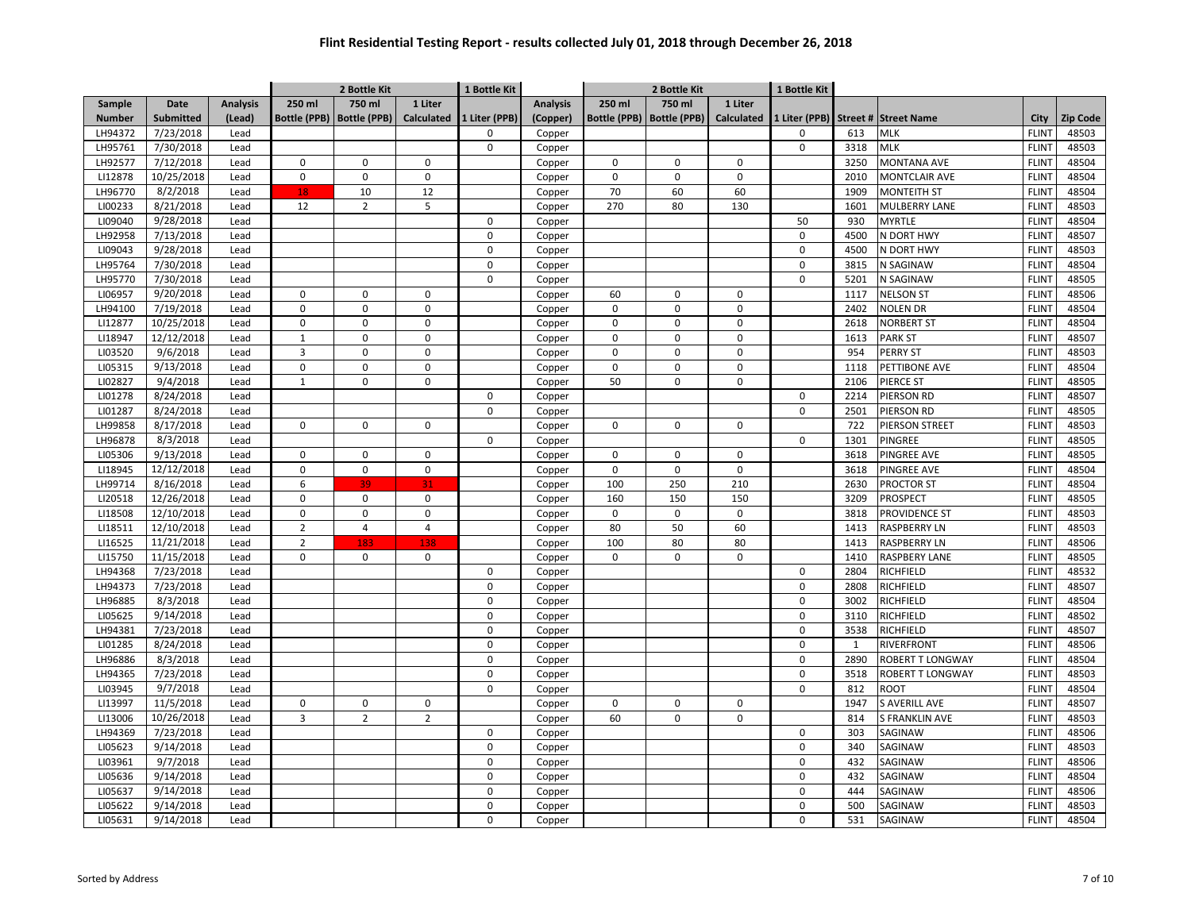# Flint Residential Testing Report - results collected July 01, 2018 through December 26, 2018

| Sample Number | Date Submitted | Analysis (Lead) | 2 Bottle Kit 250 ml Bottle (PPB) | 2 Bottle Kit 750 ml Bottle (PPB) | 2 Bottle Kit 1 Liter Calculated | 1 Bottle Kit 1 Liter (PPB) | Analysis (Copper) | 2 Bottle Kit 250 ml Bottle (PPB) | 2 Bottle Kit 750 ml Bottle (PPB) | 2 Bottle Kit 1 Liter Calculated | 1 Bottle Kit 1 Liter (PPB) | Street # | Street Name | City | Zip Code |
|---|---|---|---|---|---|---|---|---|---|---|---|---|---|---|---|
| LH94372 | 7/23/2018 | Lead | | | | 0 | Copper | | | | 0 | 613 | MLK | FLINT | 48503 |
| LH95761 | 7/30/2018 | Lead | | | | 0 | Copper | | | | 0 | 3318 | MLK | FLINT | 48503 |
| LH92577 | 7/12/2018 | Lead | 0 | 0 | 0 | | Copper | 0 | 0 | 0 | | 3250 | MONTANA AVE | FLINT | 48504 |
| LI12878 | 10/25/2018 | Lead | 0 | 0 | 0 | | Copper | 0 | 0 | 0 | | 2010 | MONTCLAIR AVE | FLINT | 48504 |
| LH96770 | 8/2/2018 | Lead | 18 | 10 | 12 | | Copper | 70 | 60 | 60 | | 1909 | MONTEITH ST | FLINT | 48504 |
| LI00233 | 8/21/2018 | Lead | 12 | 2 | 5 | | Copper | 270 | 80 | 130 | | 1601 | MULBERRY LANE | FLINT | 48503 |
| LI09040 | 9/28/2018 | Lead | | | | 0 | Copper | | | | 50 | 930 | MYRTLE | FLINT | 48504 |
| LH92958 | 7/13/2018 | Lead | | | | 0 | Copper | | | | 0 | 4500 | N DORT HWY | FLINT | 48507 |
| LI09043 | 9/28/2018 | Lead | | | | 0 | Copper | | | | 0 | 4500 | N DORT HWY | FLINT | 48503 |
| LH95764 | 7/30/2018 | Lead | | | | 0 | Copper | | | | 0 | 3815 | N SAGINAW | FLINT | 48504 |
| LH95770 | 7/30/2018 | Lead | | | | 0 | Copper | | | | 0 | 5201 | N SAGINAW | FLINT | 48505 |
| LI06957 | 9/20/2018 | Lead | 0 | 0 | 0 | | Copper | 60 | 0 | 0 | | 1117 | NELSON ST | FLINT | 48506 |
| LH94100 | 7/19/2018 | Lead | 0 | 0 | 0 | | Copper | 0 | 0 | 0 | | 2402 | NOLEN DR | FLINT | 48504 |
| LI12877 | 10/25/2018 | Lead | 0 | 0 | 0 | | Copper | 0 | 0 | 0 | | 2618 | NORBERT ST | FLINT | 48504 |
| LI18947 | 12/12/2018 | Lead | 1 | 0 | 0 | | Copper | 0 | 0 | 0 | | 1613 | PARK ST | FLINT | 48507 |
| LI03520 | 9/6/2018 | Lead | 3 | 0 | 0 | | Copper | 0 | 0 | 0 | | 954 | PERRY ST | FLINT | 48503 |
| LI05315 | 9/13/2018 | Lead | 0 | 0 | 0 | | Copper | 0 | 0 | 0 | | 1118 | PETTIBONE AVE | FLINT | 48504 |
| LI02827 | 9/4/2018 | Lead | 1 | 0 | 0 | | Copper | 50 | 0 | 0 | | 2106 | PIERCE ST | FLINT | 48505 |
| LI01278 | 8/24/2018 | Lead | | | | 0 | Copper | | | | 0 | 2214 | PIERSON RD | FLINT | 48507 |
| LI01287 | 8/24/2018 | Lead | | | | 0 | Copper | | | | 0 | 2501 | PIERSON RD | FLINT | 48505 |
| LH99858 | 8/17/2018 | Lead | 0 | 0 | 0 | | Copper | 0 | 0 | 0 | | 722 | PIERSON STREET | FLINT | 48503 |
| LH96878 | 8/3/2018 | Lead | | | | 0 | Copper | | | | 0 | 1301 | PINGREE | FLINT | 48505 |
| LI05306 | 9/13/2018 | Lead | 0 | 0 | 0 | | Copper | 0 | 0 | 0 | | 3618 | PINGREE AVE | FLINT | 48505 |
| LI18945 | 12/12/2018 | Lead | 0 | 0 | 0 | | Copper | 0 | 0 | 0 | | 3618 | PINGREE AVE | FLINT | 48504 |
| LH99714 | 8/16/2018 | Lead | 6 | 39 | 31 | | Copper | 100 | 250 | 210 | | 2630 | PROCTOR ST | FLINT | 48504 |
| LI20518 | 12/26/2018 | Lead | 0 | 0 | 0 | | Copper | 160 | 150 | 150 | | 3209 | PROSPECT | FLINT | 48505 |
| LI18508 | 12/10/2018 | Lead | 0 | 0 | 0 | | Copper | 0 | 0 | 0 | | 3818 | PROVIDENCE ST | FLINT | 48503 |
| LI18511 | 12/10/2018 | Lead | 2 | 4 | 4 | | Copper | 80 | 50 | 60 | | 1413 | RASPBERRY LN | FLINT | 48503 |
| LI16525 | 11/21/2018 | Lead | 2 | 183 | 138 | | Copper | 100 | 80 | 80 | | 1413 | RASPBERRY LN | FLINT | 48506 |
| LI15750 | 11/15/2018 | Lead | 0 | 0 | 0 | | Copper | 0 | 0 | 0 | | 1410 | RASPBERY LANE | FLINT | 48505 |
| LH94368 | 7/23/2018 | Lead | | | | 0 | Copper | | | | 0 | 2804 | RICHFIELD | FLINT | 48532 |
| LH94373 | 7/23/2018 | Lead | | | | 0 | Copper | | | | 0 | 2808 | RICHFIELD | FLINT | 48507 |
| LH96885 | 8/3/2018 | Lead | | | | 0 | Copper | | | | 0 | 3002 | RICHFIELD | FLINT | 48504 |
| LI05625 | 9/14/2018 | Lead | | | | 0 | Copper | | | | 0 | 3110 | RICHFIELD | FLINT | 48502 |
| LH94381 | 7/23/2018 | Lead | | | | 0 | Copper | | | | 0 | 3538 | RICHFIELD | FLINT | 48507 |
| LI01285 | 8/24/2018 | Lead | | | | 0 | Copper | | | | 0 | 1 | RIVERFRONT | FLINT | 48506 |
| LH96886 | 8/3/2018 | Lead | | | | 0 | Copper | | | | 0 | 2890 | ROBERT T LONGWAY | FLINT | 48504 |
| LH94365 | 7/23/2018 | Lead | | | | 0 | Copper | | | | 0 | 3518 | ROBERT T LONGWAY | FLINT | 48503 |
| LI03945 | 9/7/2018 | Lead | | | | 0 | Copper | | | | 0 | 812 | ROOT | FLINT | 48504 |
| LI13997 | 11/5/2018 | Lead | 0 | 0 | 0 | | Copper | 0 | 0 | 0 | | 1947 | S AVERILL AVE | FLINT | 48507 |
| LI13006 | 10/26/2018 | Lead | 3 | 2 | 2 | | Copper | 60 | 0 | 0 | | 814 | S FRANKLIN AVE | FLINT | 48503 |
| LH94369 | 7/23/2018 | Lead | | | | 0 | Copper | | | | 0 | 303 | SAGINAW | FLINT | 48506 |
| LI05623 | 9/14/2018 | Lead | | | | 0 | Copper | | | | 0 | 340 | SAGINAW | FLINT | 48503 |
| LI03961 | 9/7/2018 | Lead | | | | 0 | Copper | | | | 0 | 432 | SAGINAW | FLINT | 48506 |
| LI05636 | 9/14/2018 | Lead | | | | 0 | Copper | | | | 0 | 432 | SAGINAW | FLINT | 48504 |
| LI05637 | 9/14/2018 | Lead | | | | 0 | Copper | | | | 0 | 444 | SAGINAW | FLINT | 48506 |
| LI05622 | 9/14/2018 | Lead | | | | 0 | Copper | | | | 0 | 500 | SAGINAW | FLINT | 48503 |
| LI05631 | 9/14/2018 | Lead | | | | 0 | Copper | | | | 0 | 531 | SAGINAW | FLINT | 48504 |

Sorted by Address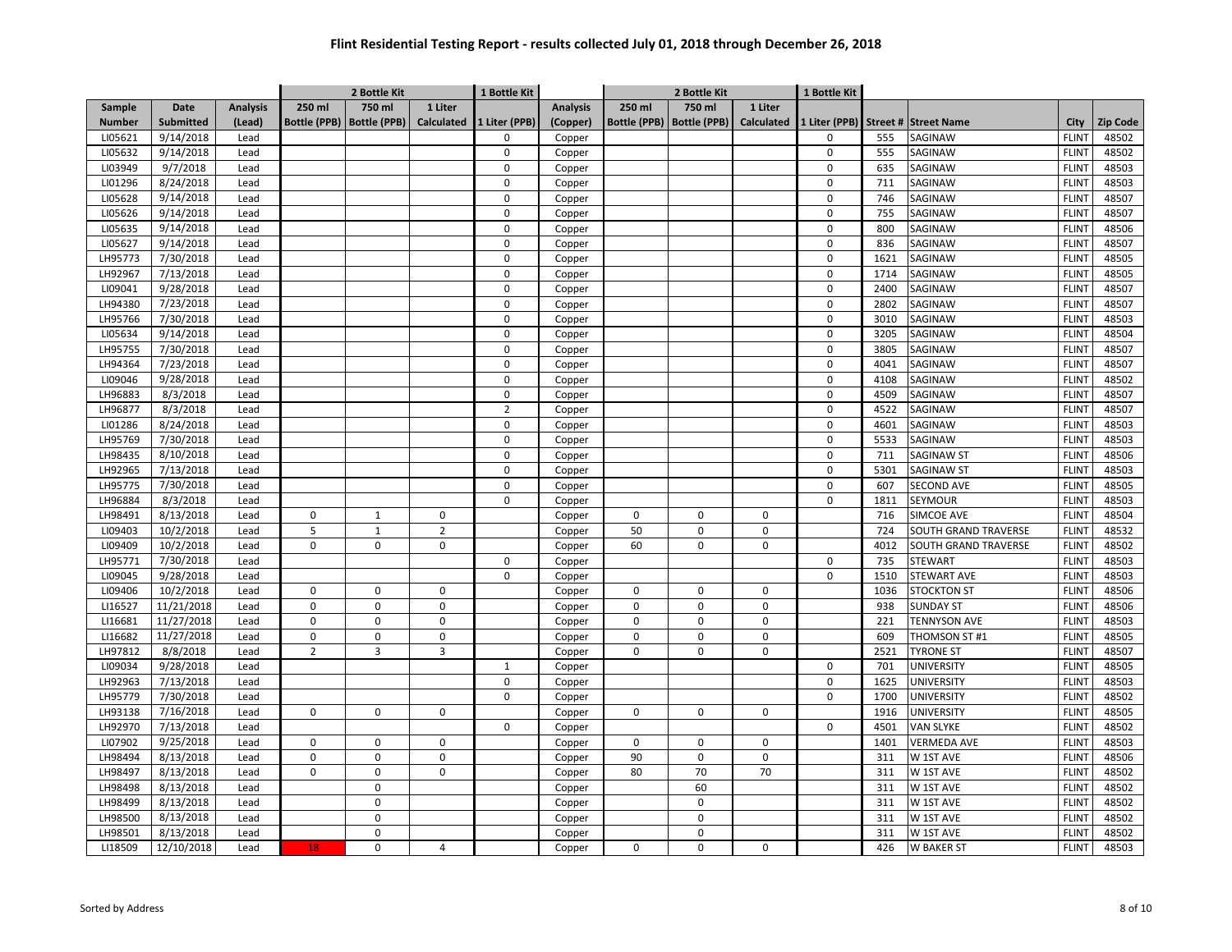# Flint Residential Testing Report - results collected July 01, 2018 through December 26, 2018

| | | | 2 Bottle Kit | | | 1 Bottle Kit | | 2 Bottle Kit | | | 1 Bottle Kit | | | | |
|---|---|---|---|---|---|---|---|---|---|---|---|---|---|---|---|
| Sample Number | Date Submitted | Analysis (Lead) | 250 ml Bottle (PPB) | 750 ml Bottle (PPB) | 1 Liter Calculated | 1 Liter (PPB) | Analysis (Copper) | 250 ml Bottle (PPB) | 750 ml Bottle (PPB) | 1 Liter Calculated | 1 Liter (PPB) | Street # | Street Name | City | Zip Code |
| LI05621 | 9/14/2018 | Lead | | | | 0 | Copper | | | | 0 | 555 | SAGINAW | FLINT | 48502 |
| LI05632 | 9/14/2018 | Lead | | | | 0 | Copper | | | | 0 | 555 | SAGINAW | FLINT | 48502 |
| LI03949 | 9/7/2018 | Lead | | | | 0 | Copper | | | | 0 | 635 | SAGINAW | FLINT | 48503 |
| LI01296 | 8/24/2018 | Lead | | | | 0 | Copper | | | | 0 | 711 | SAGINAW | FLINT | 48503 |
| LI05628 | 9/14/2018 | Lead | | | | 0 | Copper | | | | 0 | 746 | SAGINAW | FLINT | 48507 |
| LI05626 | 9/14/2018 | Lead | | | | 0 | Copper | | | | 0 | 755 | SAGINAW | FLINT | 48507 |
| LI05635 | 9/14/2018 | Lead | | | | 0 | Copper | | | | 0 | 800 | SAGINAW | FLINT | 48506 |
| LI05627 | 9/14/2018 | Lead | | | | 0 | Copper | | | | 0 | 836 | SAGINAW | FLINT | 48507 |
| LH95773 | 7/30/2018 | Lead | | | | 0 | Copper | | | | 0 | 1621 | SAGINAW | FLINT | 48505 |
| LH92967 | 7/13/2018 | Lead | | | | 0 | Copper | | | | 0 | 1714 | SAGINAW | FLINT | 48505 |
| LI09041 | 9/28/2018 | Lead | | | | 0 | Copper | | | | 0 | 2400 | SAGINAW | FLINT | 48507 |
| LH94380 | 7/23/2018 | Lead | | | | 0 | Copper | | | | 0 | 2802 | SAGINAW | FLINT | 48507 |
| LH95766 | 7/30/2018 | Lead | | | | 0 | Copper | | | | 0 | 3010 | SAGINAW | FLINT | 48503 |
| LI05634 | 9/14/2018 | Lead | | | | 0 | Copper | | | | 0 | 3205 | SAGINAW | FLINT | 48504 |
| LH95755 | 7/30/2018 | Lead | | | | 0 | Copper | | | | 0 | 3805 | SAGINAW | FLINT | 48507 |
| LH94364 | 7/23/2018 | Lead | | | | 0 | Copper | | | | 0 | 4041 | SAGINAW | FLINT | 48507 |
| LI09046 | 9/28/2018 | Lead | | | | 0 | Copper | | | | 0 | 4108 | SAGINAW | FLINT | 48502 |
| LH96883 | 8/3/2018 | Lead | | | | 0 | Copper | | | | 0 | 4509 | SAGINAW | FLINT | 48507 |
| LH96877 | 8/3/2018 | Lead | | | | 2 | Copper | | | | 0 | 4522 | SAGINAW | FLINT | 48507 |
| LI01286 | 8/24/2018 | Lead | | | | 0 | Copper | | | | 0 | 4601 | SAGINAW | FLINT | 48503 |
| LH95769 | 7/30/2018 | Lead | | | | 0 | Copper | | | | 0 | 5533 | SAGINAW | FLINT | 48503 |
| LH98435 | 8/10/2018 | Lead | | | | 0 | Copper | | | | 0 | 711 | SAGINAW ST | FLINT | 48506 |
| LH92965 | 7/13/2018 | Lead | | | | 0 | Copper | | | | 0 | 5301 | SAGINAW ST | FLINT | 48503 |
| LH95775 | 7/30/2018 | Lead | | | | 0 | Copper | | | | 0 | 607 | SECOND AVE | FLINT | 48505 |
| LH96884 | 8/3/2018 | Lead | | | | 0 | Copper | | | | 0 | 1811 | SEYMOUR | FLINT | 48503 |
| LH98491 | 8/13/2018 | Lead | 0 | 1 | 0 | | Copper | 0 | 0 | 0 | | 716 | SIMCOE AVE | FLINT | 48504 |
| LI09403 | 10/2/2018 | Lead | 5 | 1 | 2 | | Copper | 50 | 0 | 0 | | 724 | SOUTH GRAND TRAVERSE | FLINT | 48532 |
| LI09409 | 10/2/2018 | Lead | 0 | 0 | 0 | | Copper | 60 | 0 | 0 | | 4012 | SOUTH GRAND TRAVERSE | FLINT | 48502 |
| LH95771 | 7/30/2018 | Lead | | | | 0 | Copper | | | | 0 | 735 | STEWART | FLINT | 48503 |
| LI09045 | 9/28/2018 | Lead | | | | 0 | Copper | | | | 0 | 1510 | STEWART AVE | FLINT | 48503 |
| LI09406 | 10/2/2018 | Lead | 0 | 0 | 0 | | Copper | 0 | 0 | 0 | | 1036 | STOCKTON ST | FLINT | 48506 |
| LI16527 | 11/21/2018 | Lead | 0 | 0 | 0 | | Copper | 0 | 0 | 0 | | 938 | SUNDAY ST | FLINT | 48506 |
| LI16681 | 11/27/2018 | Lead | 0 | 0 | 0 | | Copper | 0 | 0 | 0 | | 221 | TENNYSON AVE | FLINT | 48503 |
| LI16682 | 11/27/2018 | Lead | 0 | 0 | 0 | | Copper | 0 | 0 | 0 | | 609 | THOMSON ST #1 | FLINT | 48505 |
| LH97812 | 8/8/2018 | Lead | 2 | 3 | 3 | | Copper | 0 | 0 | 0 | | 2521 | TYRONE ST | FLINT | 48507 |
| LI09034 | 9/28/2018 | Lead | | | | 1 | Copper | | | | 0 | 701 | UNIVERSITY | FLINT | 48505 |
| LH92963 | 7/13/2018 | Lead | | | | 0 | Copper | | | | 0 | 1625 | UNIVERSITY | FLINT | 48503 |
| LH95779 | 7/30/2018 | Lead | | | | 0 | Copper | | | | 0 | 1700 | UNIVERSITY | FLINT | 48502 |
| LH93138 | 7/16/2018 | Lead | 0 | 0 | 0 | | Copper | 0 | 0 | 0 | | 1916 | UNIVERSITY | FLINT | 48505 |
| LH92970 | 7/13/2018 | Lead | | | | 0 | Copper | | | | 0 | 4501 | VAN SLYKE | FLINT | 48502 |
| LI07902 | 9/25/2018 | Lead | 0 | 0 | 0 | | Copper | 0 | 0 | 0 | | 1401 | VERMEDA AVE | FLINT | 48503 |
| LH98494 | 8/13/2018 | Lead | 0 | 0 | 0 | | Copper | 90 | 0 | 0 | | 311 | W 1ST AVE | FLINT | 48506 |
| LH98497 | 8/13/2018 | Lead | 0 | 0 | 0 | | Copper | 80 | 70 | 70 | | 311 | W 1ST AVE | FLINT | 48502 |
| LH98498 | 8/13/2018 | Lead | | 0 | | | Copper | | 60 | | | 311 | W 1ST AVE | FLINT | 48502 |
| LH98499 | 8/13/2018 | Lead | | 0 | | | Copper | | 0 | | | 311 | W 1ST AVE | FLINT | 48502 |
| LH98500 | 8/13/2018 | Lead | | 0 | | | Copper | | 0 | | | 311 | W 1ST AVE | FLINT | 48502 |
| LH98501 | 8/13/2018 | Lead | | 0 | | | Copper | | 0 | | | 311 | W 1ST AVE | FLINT | 48502 |
| LI18509 | 12/10/2018 | Lead | 18 | 0 | 4 | | Copper | 0 | 0 | 0 | | 426 | W BAKER ST | FLINT | 48503 |

Sorted by Address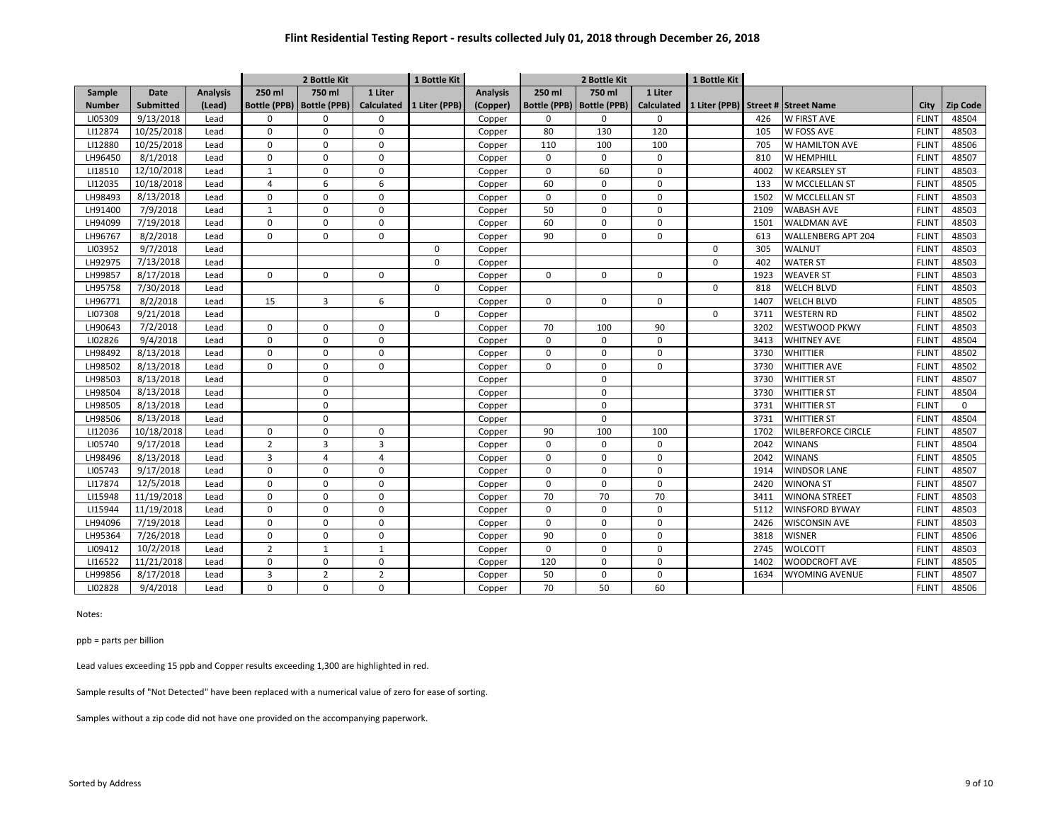# Flint Residential Testing Report - results collected July 01, 2018 through December 26, 2018

| | | | 2 Bottle Kit | | | 1 Bottle Kit | | 2 Bottle Kit | | | 1 Bottle Kit | | | | |
|---|---|---|---|---|---|---|---|---|---|---|---|---|---|---|---|
| Sample Number | Date Submitted | Analysis (Lead) | 250 ml Bottle (PPB) | 750 ml Bottle (PPB) | 1 Liter Calculated | 1 Liter (PPB) | Analysis (Copper) | 250 ml Bottle (PPB) | 750 ml Bottle (PPB) | 1 Liter Calculated | 1 Liter (PPB) | Street # | Street Name | City | Zip Code |
| LI05309 | 9/13/2018 | Lead | 0 | 0 | 0 | | Copper | 0 | 0 | 0 | | 426 | W FIRST AVE | FLINT | 48504 |
| LI12874 | 10/25/2018 | Lead | 0 | 0 | 0 | | Copper | 80 | 130 | 120 | | 105 | W FOSS AVE | FLINT | 48503 |
| LI12880 | 10/25/2018 | Lead | 0 | 0 | 0 | | Copper | 110 | 100 | 100 | | 705 | W HAMILTON AVE | FLINT | 48506 |
| LH96450 | 8/1/2018 | Lead | 0 | 0 | 0 | | Copper | 0 | 0 | 0 | | 810 | W HEMPHILL | FLINT | 48507 |
| LI18510 | 12/10/2018 | Lead | 1 | 0 | 0 | | Copper | 0 | 60 | 0 | | 4002 | W KEARSLEY ST | FLINT | 48503 |
| LI12035 | 10/18/2018 | Lead | 4 | 6 | 6 | | Copper | 60 | 0 | 0 | | 133 | W MCCLELLAN ST | FLINT | 48505 |
| LH98493 | 8/13/2018 | Lead | 0 | 0 | 0 | | Copper | 0 | 0 | 0 | | 1502 | W MCCLELLAN ST | FLINT | 48503 |
| LH91400 | 7/9/2018 | Lead | 1 | 0 | 0 | | Copper | 50 | 0 | 0 | | 2109 | WABASH AVE | FLINT | 48503 |
| LH94099 | 7/19/2018 | Lead | 0 | 0 | 0 | | Copper | 60 | 0 | 0 | | 1501 | WALDMAN AVE | FLINT | 48503 |
| LH96767 | 8/2/2018 | Lead | 0 | 0 | 0 | | Copper | 90 | 0 | 0 | | 613 | WALLENBERG APT 204 | FLINT | 48503 |
| LI03952 | 9/7/2018 | Lead | | | | 0 | Copper | | | | 0 | 305 | WALNUT | FLINT | 48503 |
| LH92975 | 7/13/2018 | Lead | | | | 0 | Copper | | | | 0 | 402 | WATER ST | FLINT | 48503 |
| LH99857 | 8/17/2018 | Lead | 0 | 0 | 0 | | Copper | 0 | 0 | 0 | | 1923 | WEAVER ST | FLINT | 48503 |
| LH95758 | 7/30/2018 | Lead | | | | 0 | Copper | | | | 0 | 818 | WELCH BLVD | FLINT | 48503 |
| LH96771 | 8/2/2018 | Lead | 15 | 3 | 6 | | Copper | 0 | 0 | 0 | | 1407 | WELCH BLVD | FLINT | 48505 |
| LI07308 | 9/21/2018 | Lead | | | | 0 | Copper | | | | 0 | 3711 | WESTERN RD | FLINT | 48502 |
| LH90643 | 7/2/2018 | Lead | 0 | 0 | 0 | | Copper | 70 | 100 | 90 | | 3202 | WESTWOOD PKWY | FLINT | 48503 |
| LI02826 | 9/4/2018 | Lead | 0 | 0 | 0 | | Copper | 0 | 0 | 0 | | 3413 | WHITNEY AVE | FLINT | 48504 |
| LH98492 | 8/13/2018 | Lead | 0 | 0 | 0 | | Copper | 0 | 0 | 0 | | 3730 | WHITTIER | FLINT | 48502 |
| LH98502 | 8/13/2018 | Lead | 0 | 0 | 0 | | Copper | 0 | 0 | 0 | | 3730 | WHITTIER AVE | FLINT | 48502 |
| LH98503 | 8/13/2018 | Lead | | 0 | | | Copper | | 0 | | | 3730 | WHITTIER ST | FLINT | 48507 |
| LH98504 | 8/13/2018 | Lead | | 0 | | | Copper | | 0 | | | 3730 | WHITTIER ST | FLINT | 48504 |
| LH98505 | 8/13/2018 | Lead | | 0 | | | Copper | | 0 | | | 3731 | WHITTIER ST | FLINT | 0 |
| LH98506 | 8/13/2018 | Lead | | 0 | | | Copper | | 0 | | | 3731 | WHITTIER ST | FLINT | 48504 |
| LI12036 | 10/18/2018 | Lead | 0 | 0 | 0 | | Copper | 90 | 100 | 100 | | 1702 | WILBERFORCE CIRCLE | FLINT | 48507 |
| LI05740 | 9/17/2018 | Lead | 2 | 3 | 3 | | Copper | 0 | 0 | 0 | | 2042 | WINANS | FLINT | 48504 |
| LH98496 | 8/13/2018 | Lead | 3 | 4 | 4 | | Copper | 0 | 0 | 0 | | 2042 | WINANS | FLINT | 48505 |
| LI05743 | 9/17/2018 | Lead | 0 | 0 | 0 | | Copper | 0 | 0 | 0 | | 1914 | WINDSOR LANE | FLINT | 48507 |
| LI17874 | 12/5/2018 | Lead | 0 | 0 | 0 | | Copper | 0 | 0 | 0 | | 2420 | WINONA ST | FLINT | 48507 |
| LI15948 | 11/19/2018 | Lead | 0 | 0 | 0 | | Copper | 70 | 70 | 70 | | 3411 | WINONA STREET | FLINT | 48503 |
| LI15944 | 11/19/2018 | Lead | 0 | 0 | 0 | | Copper | 0 | 0 | 0 | | 5112 | WINSFORD BYWAY | FLINT | 48503 |
| LH94096 | 7/19/2018 | Lead | 0 | 0 | 0 | | Copper | 0 | 0 | 0 | | 2426 | WISCONSIN AVE | FLINT | 48503 |
| LH95364 | 7/26/2018 | Lead | 0 | 0 | 0 | | Copper | 90 | 0 | 0 | | 3818 | WISNER | FLINT | 48506 |
| LI09412 | 10/2/2018 | Lead | 2 | 1 | 1 | | Copper | 0 | 0 | 0 | | 2745 | WOLCOTT | FLINT | 48503 |
| LI16522 | 11/21/2018 | Lead | 0 | 0 | 0 | | Copper | 120 | 0 | 0 | | 1402 | WOODCROFT AVE | FLINT | 48505 |
| LH99856 | 8/17/2018 | Lead | 3 | 2 | 2 | | Copper | 50 | 0 | 0 | | 1634 | WYOMING AVENUE | FLINT | 48507 |
| LI02828 | 9/4/2018 | Lead | 0 | 0 | 0 | | Copper | 70 | 50 | 60 | | | | FLINT | 48506 |

Notes:

ppb = parts per billion

Lead values exceeding 15 ppb and Copper results exceeding 1,300 are highlighted in red.

Sample results of "Not Detected" have been replaced with a numerical value of zero for ease of sorting.

Samples without a zip code did not have one provided on the accompanying paperwork.

Sorted by Address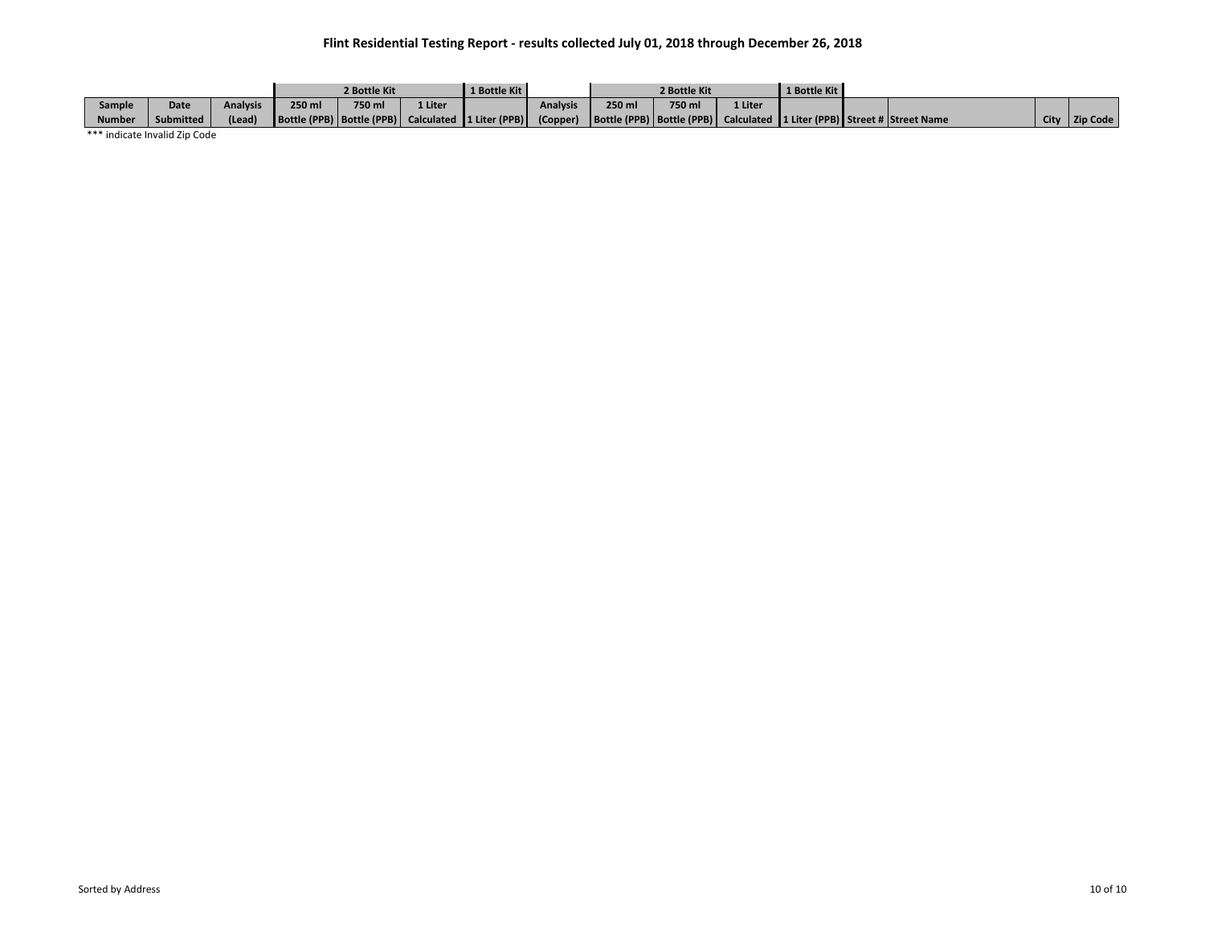# Flint Residential Testing Report - results collected July 01, 2018 through December 26, 2018

| | | | 2 Bottle Kit | | | 1 Bottle Kit | | 2 Bottle Kit | | | 1 Bottle Kit | | | | |
|---|---|---|---|---|---|---|---|---|---|---|---|---|---|---|---|
| Sample Number | Date Submitted | Analysis (Lead) | 250 ml Bottle (PPB) | 750 ml Bottle (PPB) | 1 Liter Calculated | 1 Liter (PPB) | Analysis (Copper) | 250 ml Bottle (PPB) | 750 ml Bottle (PPB) | 1 Liter Calculated | 1 Liter (PPB) | Street # | Street Name | City | Zip Code |

*** indicate Invalid Zip Code